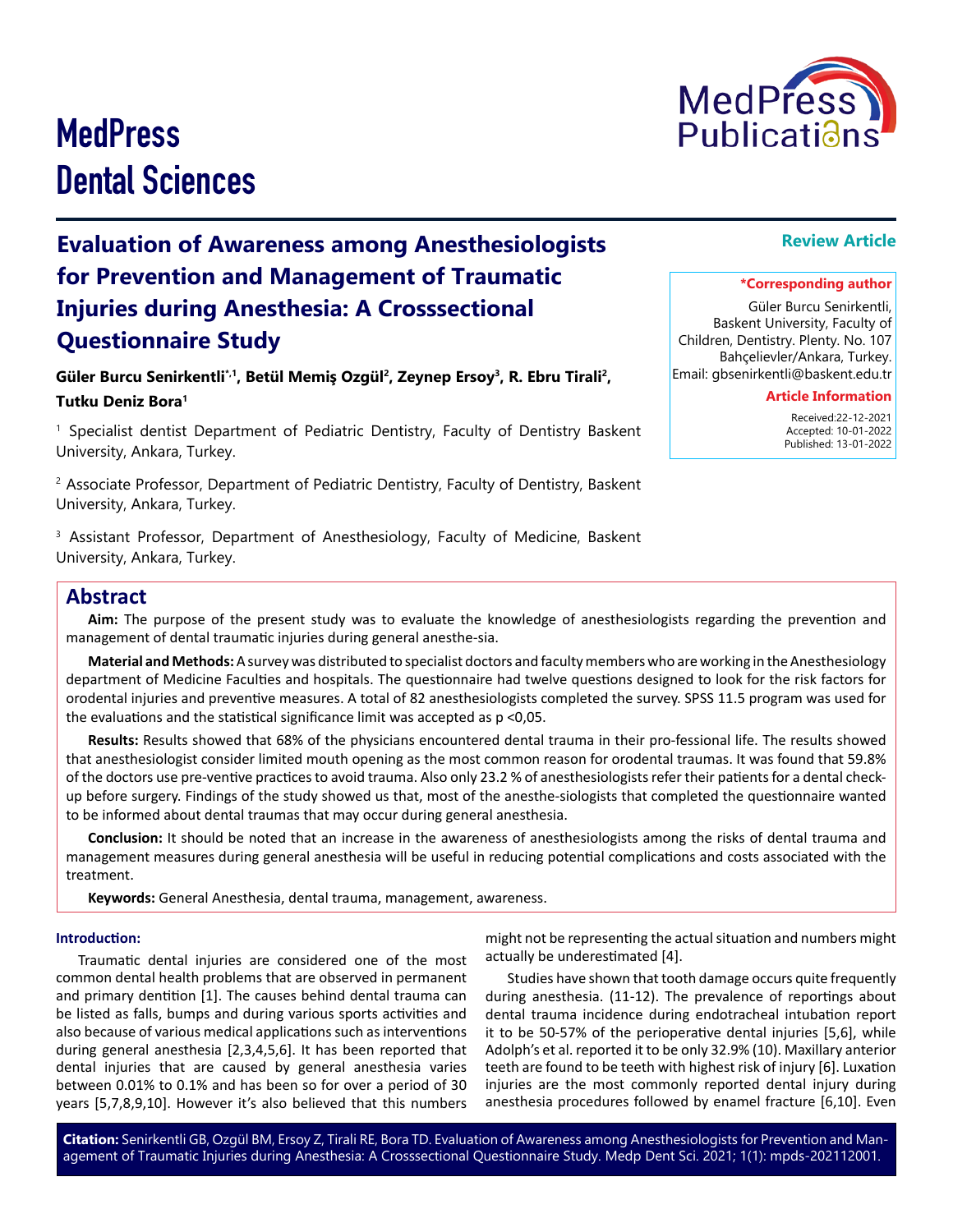# Evaluation of Awareness among Anesthesiologists for Prevention and Management of Traumatic Injuries during Anesthesia: A Crosssectional Questionnaire Study

**Review Article**

**Güler Burcu Senirkentli*[,1], Betül Memiş Ozgül[2], Zeynep Ersoy[3], R. Ebru Tirali[2], Tutku Deniz Bora[1]**

[1] Specialist dentist Department of Pediatric Dentistry, Faculty of Dentistry Baskent University, Ankara, Turkey.

[2] Associate Professor, Department of Pediatric Dentistry, Faculty of Dentistry, Baskent University, Ankara, Turkey.

[3] Assistant Professor, Department of Anesthesiology, Faculty of Medicine, Baskent University, Ankara, Turkey.

**\*Corresponding author**

Güler Burcu Senirkentli, Baskent University, Faculty of Children, Dentistry. Plenty. No. 107 Bahçelievler/Ankara, Turkey.
Email: gbsenirkentli@baskent.edu.tr

**Article Information**

Received:22-12-2021
Accepted: 10-01-2022
Published: 13-01-2022

## Abstract

**Aim:** The purpose of the present study was to evaluate the knowledge of anesthesiologists regarding the prevention and management of dental traumatic injuries during general anesthe-sia.

**Material and Methods:** A survey was distributed to specialist doctors and faculty members who are working in the Anesthesiology department of Medicine Faculties and hospitals. The questionnaire had twelve questions designed to look for the risk factors for orodental injuries and preventive measures. A total of 82 anesthesiologists completed the survey. SPSS 11.5 program was used for the evaluations and the statistical significance limit was accepted as p <0,05.

**Results:** Results showed that 68% of the physicians encountered dental trauma in their pro-fessional life. The results showed that anesthesiologist consider limited mouth opening as the most common reason for orodental traumas. It was found that 59.8% of the doctors use pre-ventive practices to avoid trauma. Also only 23.2 % of anesthesiologists refer their patients for a dental check-up before surgery. Findings of the study showed us that, most of the anesthe-siologists that completed the questionnaire wanted to be informed about dental traumas that may occur during general anesthesia.

**Conclusion:** It should be noted that an increase in the awareness of anesthesiologists among the risks of dental trauma and management measures during general anesthesia will be useful in reducing potential complications and costs associated with the treatment.

**Keywords:** General Anesthesia, dental trauma, management, awareness.

### Introduction:

Traumatic dental injuries are considered one of the most common dental health problems that are observed in permanent and primary dentition [1]. The causes behind dental trauma can be listed as falls, bumps and during various sports activities and also because of various medical applications such as interventions during general anesthesia [2,3,4,5,6]. It has been reported that dental injuries that are caused by general anesthesia varies between 0.01% to 0.1% and has been so for over a period of 30 years [5,7,8,9,10]. However it's also believed that this numbers might not be representing the actual situation and numbers might actually be underestimated [4].

Studies have shown that tooth damage occurs quite frequently during anesthesia. (11-12). The prevalence of reportings about dental trauma incidence during endotracheal intubation report it to be 50-57% of the perioperative dental injuries [5,6], while Adolph's et al. reported it to be only 32.9% (10). Maxillary anterior teeth are found to be teeth with highest risk of injury [6]. Luxation injuries are the most commonly reported dental injury during anesthesia procedures followed by enamel fracture [6,10]. Even

**Citation:** Senirkentli GB, Ozgül BM, Ersoy Z, Tirali RE, Bora TD. Evaluation of Awareness among Anesthesiologists for Prevention and Management of Traumatic Injuries during Anesthesia: A Crosssectional Questionnaire Study. Medp Dent Sci. 2021; 1(1): mpds-202112001.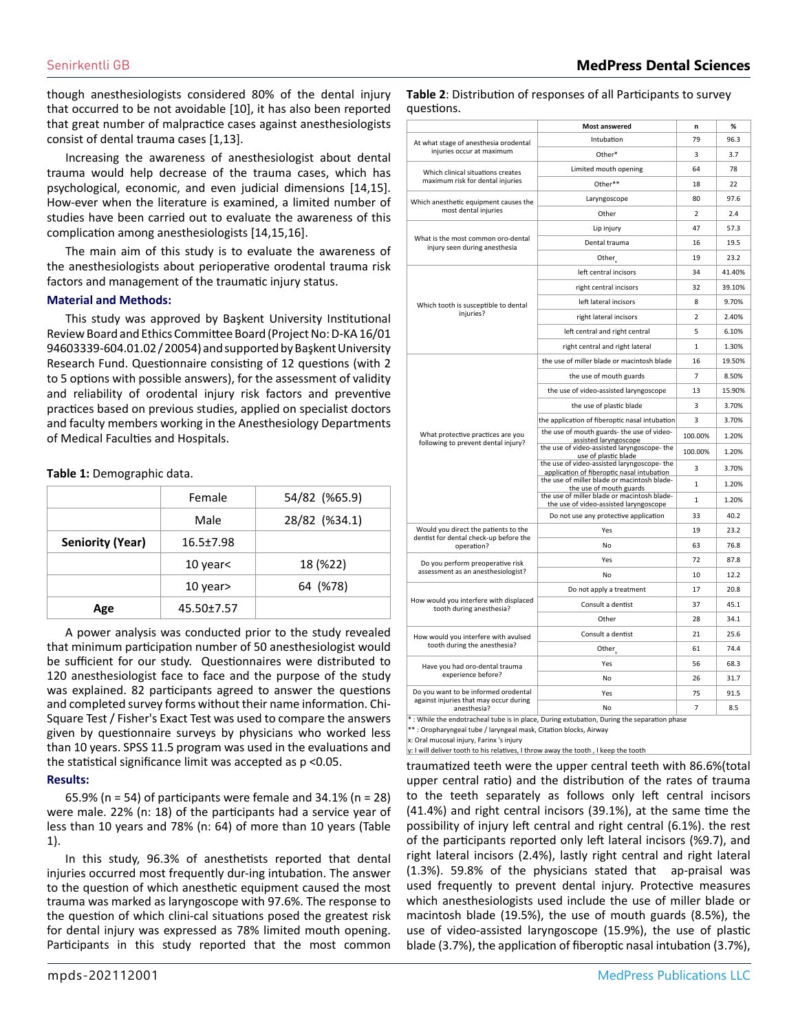though anesthesiologists considered 80% of the dental injury that occurred to be not avoidable [10], it has also been reported that great number of malpractice cases against anesthesiologists consist of dental trauma cases [1,13].

Increasing the awareness of anesthesiologist about dental trauma would help decrease of the trauma cases, which has psychological, economic, and even judicial dimensions [14,15]. How-ever when the literature is examined, a limited number of studies have been carried out to evaluate the awareness of this complication among anesthesiologists [14,15,16].

The main aim of this study is to evaluate the awareness of the anesthesiologists about perioperative orodental trauma risk factors and management of the traumatic injury status.

## Material and Methods:

This study was approved by Başkent University Institutional Review Board and Ethics Committee Board (Project No: D-KA 16/01 94603339-604.01.02 / 20054) and supported by Başkent University Research Fund. Questionnaire consisting of 12 questions (with 2 to 5 options with possible answers), for the assessment of validity and reliability of orodental injury risk factors and preventive practices based on previous studies, applied on specialist doctors and faculty members working in the Anesthesiology Departments of Medical Faculties and Hospitals.

**Table 1:** Demographic data.

| | Female | 54/82 (%65.9) |
|---|---|---|
| | Male | 28/82 (%34.1) |
| **Seniority (Year)** | 16.5±7.98 | |
| | 10 year< | 18 (%22) |
| | 10 year> | 64 (%78) |
| **Age** | 45.50±7.57 | |

A power analysis was conducted prior to the study revealed that minimum participation number of 50 anesthesiologist would be sufficient for our study. Questionnaires were distributed to 120 anesthesiologist face to face and the purpose of the study was explained. 82 participants agreed to answer the questions and completed survey forms without their name information. Chi-Square Test / Fisher's Exact Test was used to compare the answers given by questionnaire surveys by physicians who worked less than 10 years. SPSS 11.5 program was used in the evaluations and the statistical significance limit was accepted as p <0.05.

## Results:

65.9% (n = 54) of participants were female and 34.1% (n = 28) were male. 22% (n: 18) of the participants had a service year of less than 10 years and 78% (n: 64) of more than 10 years (Table 1).

In this study, 96.3% of anesthetists reported that dental injuries occurred most frequently dur-ing intubation. The answer to the question of which anesthetic equipment caused the most trauma was marked as laryngoscope with 97.6%. The response to the question of which clini-cal situations posed the greatest risk for dental injury was expressed as 78% limited mouth opening. Participants in this study reported that the most common traumatized teeth were the upper central teeth with 86.6%(total upper central ratio) and the distribution of the rates of trauma to the teeth separately as follows only left central incisors (41.4%) and right central incisors (39.1%), at the same time the possibility of injury left central and right central (6.1%). the rest of the participants reported only left lateral incisors (%9.7), and right lateral incisors (2.4%), lastly right central and right lateral (1.3%). 59.8% of the physicians stated that ap-praisal was used frequently to prevent dental injury. Protective measures which anesthesiologists used include the use of miller blade or macintosh blade (19.5%), the use of mouth guards (8.5%), the use of video-assisted laryngoscope (15.9%), the use of plastic blade (3.7%), the application of fiberoptic nasal intubation (3.7%),

**Table 2**: Distribution of responses of all Participants to survey questions.

| | Most answered | n | % |
|---|---|---|---|
| At what stage of anesthesia orodental injuries occur at maximum | Intubation | 79 | 96.3 |
| | Other* | 3 | 3.7 |
| Which clinical situations creates maximum risk for dental injuries | Limited mouth opening | 64 | 78 |
| | Other** | 18 | 22 |
| Which anesthetic equipment causes the most dental injuries | Laryngoscope | 80 | 97.6 |
| | Other | 2 | 2.4 |
| What is the most common oro-dental injury seen during anesthesia | Lip injury | 47 | 57.3 |
| | Dental trauma | 16 | 19.5 |
| | Other$_x$ | 19 | 23.2 |
| Which tooth is susceptible to dental injuries? | left central incisors | 34 | 41.40% |
| | right central incisors | 32 | 39.10% |
| | left lateral incisors | 8 | 9.70% |
| | right lateral incisors | 2 | 2.40% |
| | left central and right central | 5 | 6.10% |
| | right central and right lateral | 1 | 1.30% |
| What protective practices are you following to prevent dental injury? | the use of miller blade or macintosh blade | 16 | 19.50% |
| | the use of mouth guards | 7 | 8.50% |
| | the use of video-assisted laryngoscope | 13 | 15.90% |
| | the use of plastic blade | 3 | 3.70% |
| | the application of fiberoptic nasal intubation | 3 | 3.70% |
| | the use of mouth guards- the use of video-assisted laryngoscope | 100.00% | 1.20% |
| | the use of video-assisted laryngoscope- the use of plastic blade | 100.00% | 1.20% |
| | the use of video-assisted laryngoscope- the application of fiberoptic nasal intubation | 3 | 3.70% |
| | the use of miller blade or macintosh blade- the use of mouth guards | 1 | 1.20% |
| | the use of miller blade or macintosh blade- the use of video-assisted laryngoscope | 1 | 1.20% |
| | Do not use any protective application | 33 | 40.2 |
| Would you direct the patients to the dentist for dental check-up before the operation? | Yes | 19 | 23.2 |
| | No | 63 | 76.8 |
| Do you perform preoperative risk assessment as an anesthesiologist? | Yes | 72 | 87.8 |
| | No | 10 | 12.2 |
| How would you interfere with displaced tooth during anesthesia? | Do not apply a treatment | 17 | 20.8 |
| | Consult a dentist | 37 | 45.1 |
| | Other | 28 | 34.1 |
| How would you interfere with avulsed tooth during the anesthesia? | Consult a dentist | 21 | 25.6 |
| | Other$_y$ | 61 | 74.4 |
| Have you had oro-dental trauma experience before? | Yes | 56 | 68.3 |
| | No | 26 | 31.7 |
| Do you want to be informed orodental against injuries that may occur during anesthesia? | Yes | 75 | 91.5 |
| | No | 7 | 8.5 |

\* : While the endotracheal tube is in place, During extubation, During the separation phase

** : Oropharyngeal tube / laryngeal mask, Citation blocks, Airway

x: Oral mucosal injury, Farinx 's injury

y: I will deliver tooth to his relatives, I throw away the tooth , I keep the tooth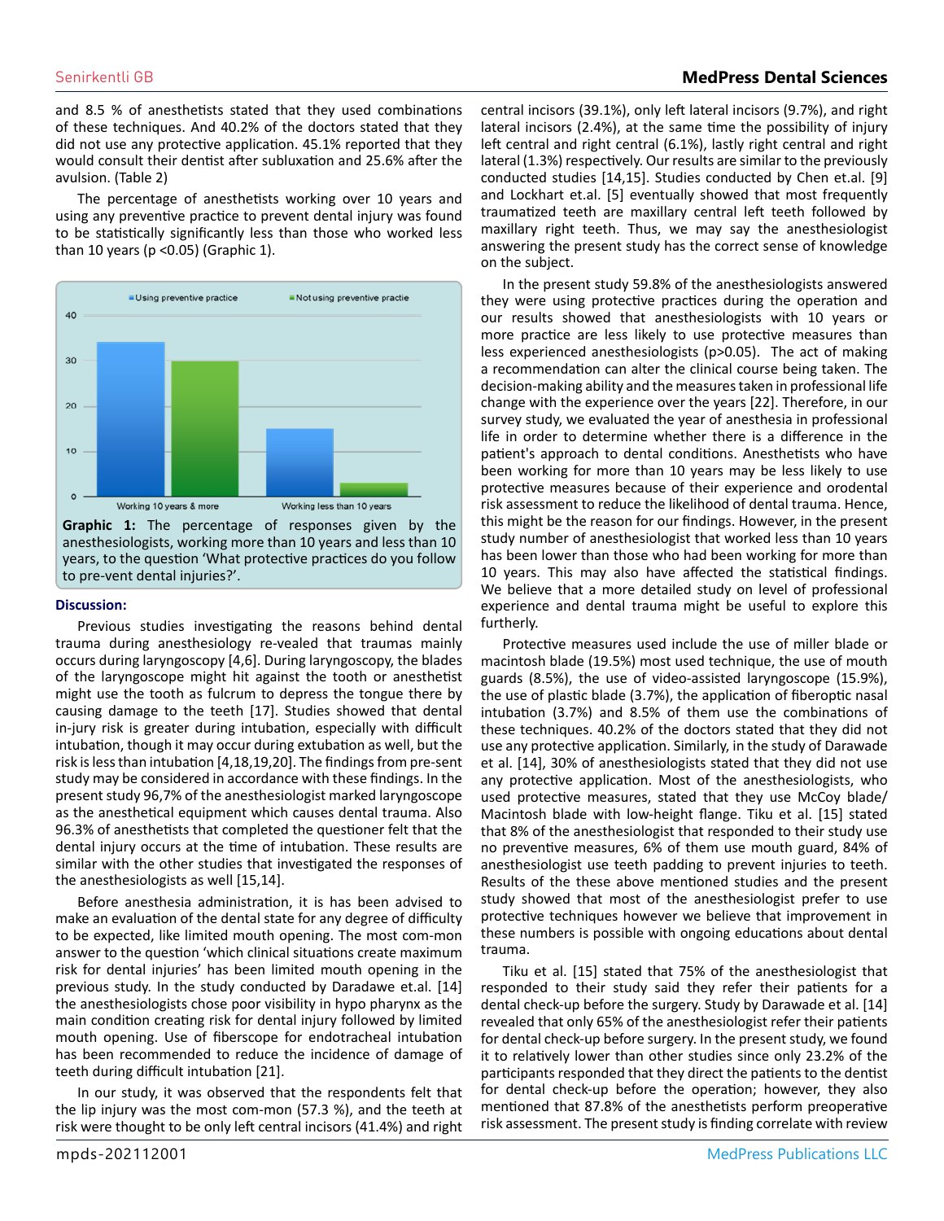and 8.5 % of anesthetists stated that they used combinations of these techniques. And 40.2% of the doctors stated that they did not use any protective application. 45.1% reported that they would consult their dentist after subluxation and 25.6% after the avulsion. (Table 2)

The percentage of anesthetists working over 10 years and using any preventive practice to prevent dental injury was found to be statistically significantly less than those who worked less than 10 years ($p < 0.05$) (Graphic 1).

**Graphic 1:** The percentage of responses given by the anesthesiologists, working more than 10 years and less than 10 years, to the question 'What protective practices do you follow to pre-vent dental injuries?'.

## Discussion:

Previous studies investigating the reasons behind dental trauma during anesthesiology re-vealed that traumas mainly occurs during laryngoscopy [4,6]. During laryngoscopy, the blades of the laryngoscope might hit against the tooth or anesthetist might use the tooth as fulcrum to depress the tongue there by causing damage to the teeth [17]. Studies showed that dental in-jury risk is greater during intubation, especially with difficult intubation, though it may occur during extubation as well, but the risk is less than intubation [4,18,19,20]. The findings from pre-sent study may be considered in accordance with these findings. In the present study 96,7% of the anesthesiologist marked laryngoscope as the anesthetical equipment which causes dental trauma. Also 96.3% of anesthetists that completed the questioner felt that the dental injury occurs at the time of intubation. These results are similar with the other studies that investigated the responses of the anesthesiologists as well [15,14].

Before anesthesia administration, it is has been advised to make an evaluation of the dental state for any degree of difficulty to be expected, like limited mouth opening. The most com-mon answer to the question 'which clinical situations create maximum risk for dental injuries' has been limited mouth opening in the previous study. In the study conducted by Daradawe et.al. [14] the anesthesiologists chose poor visibility in hypo pharynx as the main condition creating risk for dental injury followed by limited mouth opening. Use of fiberscope for endotracheal intubation has been recommended to reduce the incidence of damage of teeth during difficult intubation [21].

In our study, it was observed that the respondents felt that the lip injury was the most com-mon (57.3 %), and the teeth at risk were thought to be only left central incisors (41.4%) and right central incisors (39.1%), only left lateral incisors (9.7%), and right lateral incisors (2.4%), at the same time the possibility of injury left central and right central (6.1%), lastly right central and right lateral (1.3%) respectively. Our results are similar to the previously conducted studies [14,15]. Studies conducted by Chen et.al. [9] and Lockhart et.al. [5] eventually showed that most frequently traumatized teeth are maxillary central left teeth followed by maxillary right teeth. Thus, we may say the anesthesiologist answering the present study has the correct sense of knowledge on the subject.

In the present study 59.8% of the anesthesiologists answered they were using protective practices during the operation and our results showed that anesthesiologists with 10 years or more practice are less likely to use protective measures than less experienced anesthesiologists ($p > 0.05$). The act of making a recommendation can alter the clinical course being taken. The decision-making ability and the measures taken in professional life change with the experience over the years [22]. Therefore, in our survey study, we evaluated the year of anesthesia in professional life in order to determine whether there is a difference in the patient's approach to dental conditions. Anesthetists who have been working for more than 10 years may be less likely to use protective measures because of their experience and orodental risk assessment to reduce the likelihood of dental trauma. Hence, this might be the reason for our findings. However, in the present study number of anesthesiologist that worked less than 10 years has been lower than those who had been working for more than 10 years. This may also have affected the statistical findings. We believe that a more detailed study on level of professional experience and dental trauma might be useful to explore this furtherly.

Protective measures used include the use of miller blade or macintosh blade (19.5%) most used technique, the use of mouth guards (8.5%), the use of video-assisted laryngoscope (15.9%), the use of plastic blade (3.7%), the application of fiberoptic nasal intubation (3.7%) and 8.5% of them use the combinations of these techniques. 40.2% of the doctors stated that they did not use any protective application. Similarly, in the study of Darawade et al. [14], 30% of anesthesiologists stated that they did not use any protective application. Most of the anesthesiologists, who used protective measures, stated that they use McCoy blade/ Macintosh blade with low-height flange. Tiku et al. [15] stated that 8% of the anesthesiologist that responded to their study use no preventive measures, 6% of them use mouth guard, 84% of anesthesiologist use teeth padding to prevent injuries to teeth. Results of the these above mentioned studies and the present study showed that most of the anesthesiologist prefer to use protective techniques however we believe that improvement in these numbers is possible with ongoing educations about dental trauma.

Tiku et al. [15] stated that 75% of the anesthesiologist that responded to their study said they refer their patients for a dental check-up before the surgery. Study by Darawade et al. [14] revealed that only 65% of the anesthesiologist refer their patients for dental check-up before surgery. In the present study, we found it to relatively lower than other studies since only 23.2% of the participants responded that they direct the patients to the dentist for dental check-up before the operation; however, they also mentioned that 87.8% of the anesthetists perform preoperative risk assessment. The present study is finding correlate with review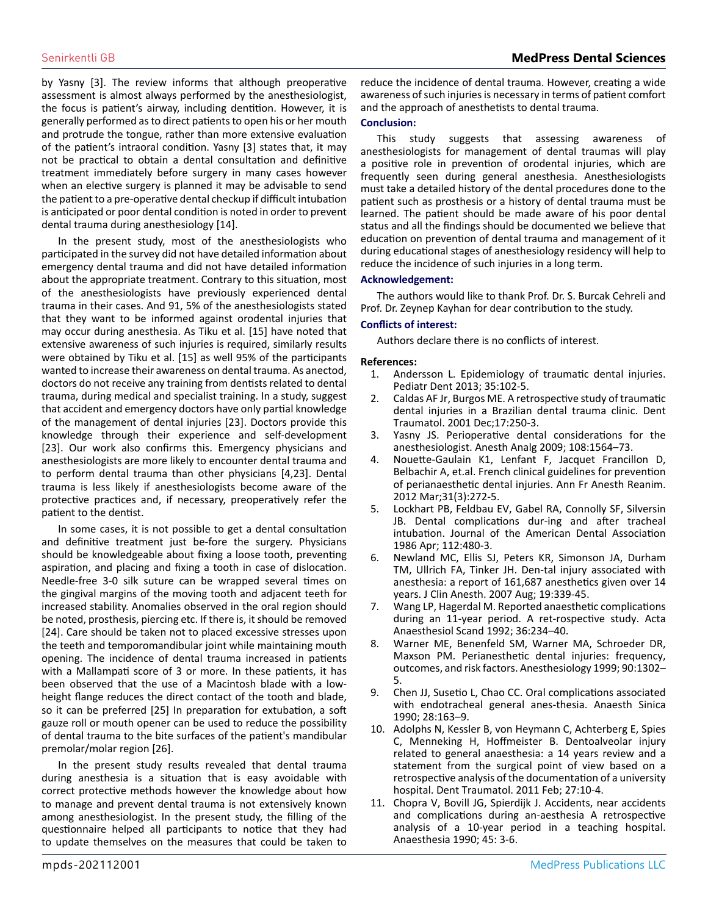by Yasny [3]. The review informs that although preoperative assessment is almost always performed by the anesthesiologist, the focus is patient's airway, including dentition. However, it is generally performed as to direct patients to open his or her mouth and protrude the tongue, rather than more extensive evaluation of the patient's intraoral condition. Yasny [3] states that, it may not be practical to obtain a dental consultation and definitive treatment immediately before surgery in many cases however when an elective surgery is planned it may be advisable to send the patient to a pre-operative dental checkup if difficult intubation is anticipated or poor dental condition is noted in order to prevent dental trauma during anesthesiology [14].

In the present study, most of the anesthesiologists who participated in the survey did not have detailed information about emergency dental trauma and did not have detailed information about the appropriate treatment. Contrary to this situation, most of the anesthesiologists have previously experienced dental trauma in their cases. And 91, 5% of the anesthesiologists stated that they want to be informed against orodental injuries that may occur during anesthesia. As Tiku et al. [15] have noted that extensive awareness of such injuries is required, similarly results were obtained by Tiku et al. [15] as well 95% of the participants wanted to increase their awareness on dental trauma. As anectod, doctors do not receive any training from dentists related to dental trauma, during medical and specialist training. In a study, suggest that accident and emergency doctors have only partial knowledge of the management of dental injuries [23]. Doctors provide this knowledge through their experience and self-development [23]. Our work also confirms this. Emergency physicians and anesthesiologists are more likely to encounter dental trauma and to perform dental trauma than other physicians [4,23]. Dental trauma is less likely if anesthesiologists become aware of the protective practices and, if necessary, preoperatively refer the patient to the dentist.

In some cases, it is not possible to get a dental consultation and definitive treatment just be-fore the surgery. Physicians should be knowledgeable about fixing a loose tooth, preventing aspiration, and placing and fixing a tooth in case of dislocation. Needle-free 3-0 silk suture can be wrapped several times on the gingival margins of the moving tooth and adjacent teeth for increased stability. Anomalies observed in the oral region should be noted, prosthesis, piercing etc. If there is, it should be removed [24]. Care should be taken not to placed excessive stresses upon the teeth and temporomandibular joint while maintaining mouth opening. The incidence of dental trauma increased in patients with a Mallampati score of 3 or more. In these patients, it has been observed that the use of a Macintosh blade with a low-height flange reduces the direct contact of the tooth and blade, so it can be preferred [25] In preparation for extubation, a soft gauze roll or mouth opener can be used to reduce the possibility of dental trauma to the bite surfaces of the patient's mandibular premolar/molar region [26].

In the present study results revealed that dental trauma during anesthesia is a situation that is easy avoidable with correct protective methods however the knowledge about how to manage and prevent dental trauma is not extensively known among anesthesiologist. In the present study, the filling of the questionnaire helped all participants to notice that they had to update themselves on the measures that could be taken to reduce the incidence of dental trauma. However, creating a wide awareness of such injuries is necessary in terms of patient comfort and the approach of anesthetists to dental trauma.

### Conclusion:

This study suggests that assessing awareness of anesthesiologists for management of dental traumas will play a positive role in prevention of orodental injuries, which are frequently seen during general anesthesia. Anesthesiologists must take a detailed history of the dental procedures done to the patient such as prosthesis or a history of dental trauma must be learned. The patient should be made aware of his poor dental status and all the findings should be documented we believe that education on prevention of dental trauma and management of it during educational stages of anesthesiology residency will help to reduce the incidence of such injuries in a long term.

### Acknowledgement:

The authors would like to thank Prof. Dr. S. Burcak Cehreli and Prof. Dr. Zeynep Kayhan for dear contribution to the study.

### Conflicts of interest:

Authors declare there is no conflicts of interest.

### References:

1. Andersson L. Epidemiology of traumatic dental injuries. Pediatr Dent 2013; 35:102-5.
2. Caldas AF Jr, Burgos ME. A retrospective study of traumatic dental injuries in a Brazilian dental trauma clinic. Dent Traumatol. 2001 Dec;17:250-3.
3. Yasny JS. Perioperative dental considerations for the anesthesiologist. Anesth Analg 2009; 108:1564–73.
4. Nouette-Gaulain K1, Lenfant F, Jacquet Francillon D, Belbachir A, et.al. French clinical guidelines for prevention of perianaesthetic dental injuries. Ann Fr Anesth Reanim. 2012 Mar;31(3):272-5.
5. Lockhart PB, Feldbau EV, Gabel RA, Connolly SF, Silversin JB. Dental complications dur-ing and after tracheal intubation. Journal of the American Dental Association 1986 Apr; 112:480-3.
6. Newland MC, Ellis SJ, Peters KR, Simonson JA, Durham TM, Ullrich FA, Tinker JH. Den-tal injury associated with anesthesia: a report of 161,687 anesthetics given over 14 years. J Clin Anesth. 2007 Aug; 19:339-45.
7. Wang LP, Hagerdal M. Reported anaesthetic complications during an 11-year period. A ret-rospective study. Acta Anaesthesiol Scand 1992; 36:234–40.
8. Warner ME, Benenfeld SM, Warner MA, Schroeder DR, Maxson PM. Perianesthetic dental injuries: frequency, outcomes, and risk factors. Anesthesiology 1999; 90:1302–5.
9. Chen JJ, Susetio L, Chao CC. Oral complications associated with endotracheal general anes-thesia. Anaesth Sinica 1990; 28:163–9.
10. Adolphs N, Kessler B, von Heymann C, Achterberg E, Spies C, Menneking H, Hoffmeister B. Dentoalveolar injury related to general anaesthesia: a 14 years review and a statement from the surgical point of view based on a retrospective analysis of the documentation of a university hospital. Dent Traumatol. 2011 Feb; 27:10-4.
11. Chopra V, Bovill JG, Spierdijk J. Accidents, near accidents and complications during an-aesthesia A retrospective analysis of a 10-year period in a teaching hospital. Anaesthesia 1990; 45: 3-6.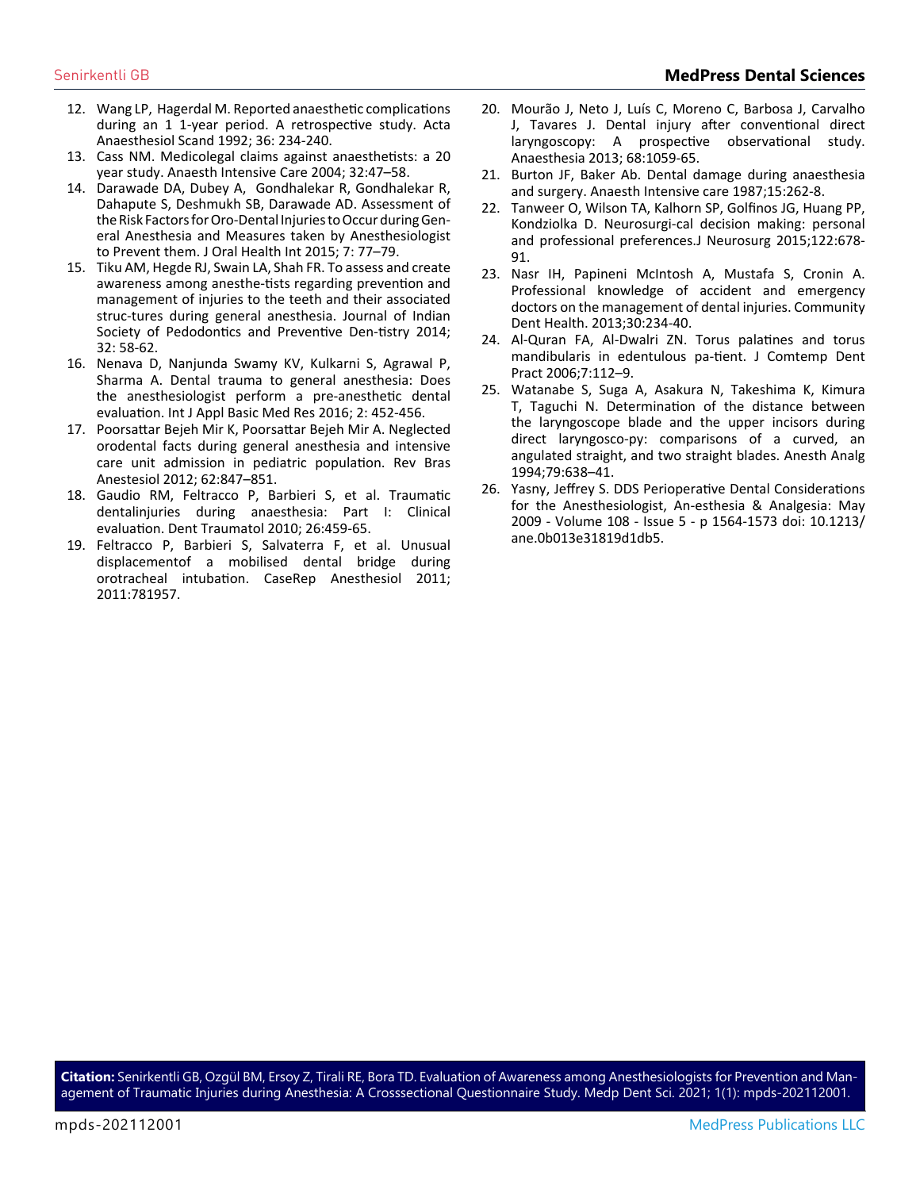12. Wang LP, Hagerdal M. Reported anaesthetic complications during an 1 1-year period. A retrospective study. Acta Anaesthesiol Scand 1992; 36: 234-240.
13. Cass NM. Medicolegal claims against anaesthetists: a 20 year study. Anaesth Intensive Care 2004; 32:47–58.
14. Darawade DA, Dubey A, Gondhalekar R, Gondhalekar R, Dahapute S, Deshmukh SB, Darawade AD. Assessment of the Risk Factors for Oro-Dental Injuries to Occur during General Anesthesia and Measures taken by Anesthesiologist to Prevent them. J Oral Health Int 2015; 7: 77–79.
15. Tiku AM, Hegde RJ, Swain LA, Shah FR. To assess and create awareness among anesthe-tists regarding prevention and management of injuries to the teeth and their associated struc-tures during general anesthesia. Journal of Indian Society of Pedodontics and Preventive Den-tistry 2014; 32: 58-62.
16. Nenava D, Nanjunda Swamy KV, Kulkarni S, Agrawal P, Sharma A. Dental trauma to general anesthesia: Does the anesthesiologist perform a pre-anesthetic dental evaluation. Int J Appl Basic Med Res 2016; 2: 452-456.
17. Poorsattar Bejeh Mir K, Poorsattar Bejeh Mir A. Neglected orodental facts during general anesthesia and intensive care unit admission in pediatric population. Rev Bras Anestesiol 2012; 62:847–851.
18. Gaudio RM, Feltracco P, Barbieri S, et al. Traumatic dentalinjuries during anaesthesia: Part I: Clinical evaluation. Dent Traumatol 2010; 26:459-65.
19. Feltracco P, Barbieri S, Salvaterra F, et al. Unusual displacementof a mobilised dental bridge during orotracheal intubation. CaseRep Anesthesiol 2011; 2011:781957.
20. Mourão J, Neto J, Luís C, Moreno C, Barbosa J, Carvalho J, Tavares J. Dental injury after conventional direct laryngoscopy: A prospective observational study. Anaesthesia 2013; 68:1059-65.
21. Burton JF, Baker Ab. Dental damage during anaesthesia and surgery. Anaesth Intensive care 1987;15:262-8.
22. Tanweer O, Wilson TA, Kalhorn SP, Golfinos JG, Huang PP, Kondziolka D. Neurosurgi-cal decision making: personal and professional preferences.J Neurosurg 2015;122:678-91.
23. Nasr IH, Papineni McIntosh A, Mustafa S, Cronin A. Professional knowledge of accident and emergency doctors on the management of dental injuries. Community Dent Health. 2013;30:234-40.
24. Al-Quran FA, Al-Dwalri ZN. Torus palatines and torus mandibularis in edentulous pa-tient. J Comtemp Dent Pract 2006;7:112–9.
25. Watanabe S, Suga A, Asakura N, Takeshima K, Kimura T, Taguchi N. Determination of the distance between the laryngoscope blade and the upper incisors during direct laryngosco-py: comparisons of a curved, an angulated straight, and two straight blades. Anesth Analg 1994;79:638–41.
26. Yasny, Jeffrey S. DDS Perioperative Dental Considerations for the Anesthesiologist, An-esthesia & Analgesia: May 2009 - Volume 108 - Issue 5 - p 1564-1573 doi: 10.1213/ane.0b013e31819d1db5.

**Citation:** Senirkentli GB, Ozgül BM, Ersoy Z, Tirali RE, Bora TD. Evaluation of Awareness among Anesthesiologists for Prevention and Management of Traumatic Injuries during Anesthesia: A Crosssectional Questionnaire Study. Medp Dent Sci. 2021; 1(1): mpds-202112001.